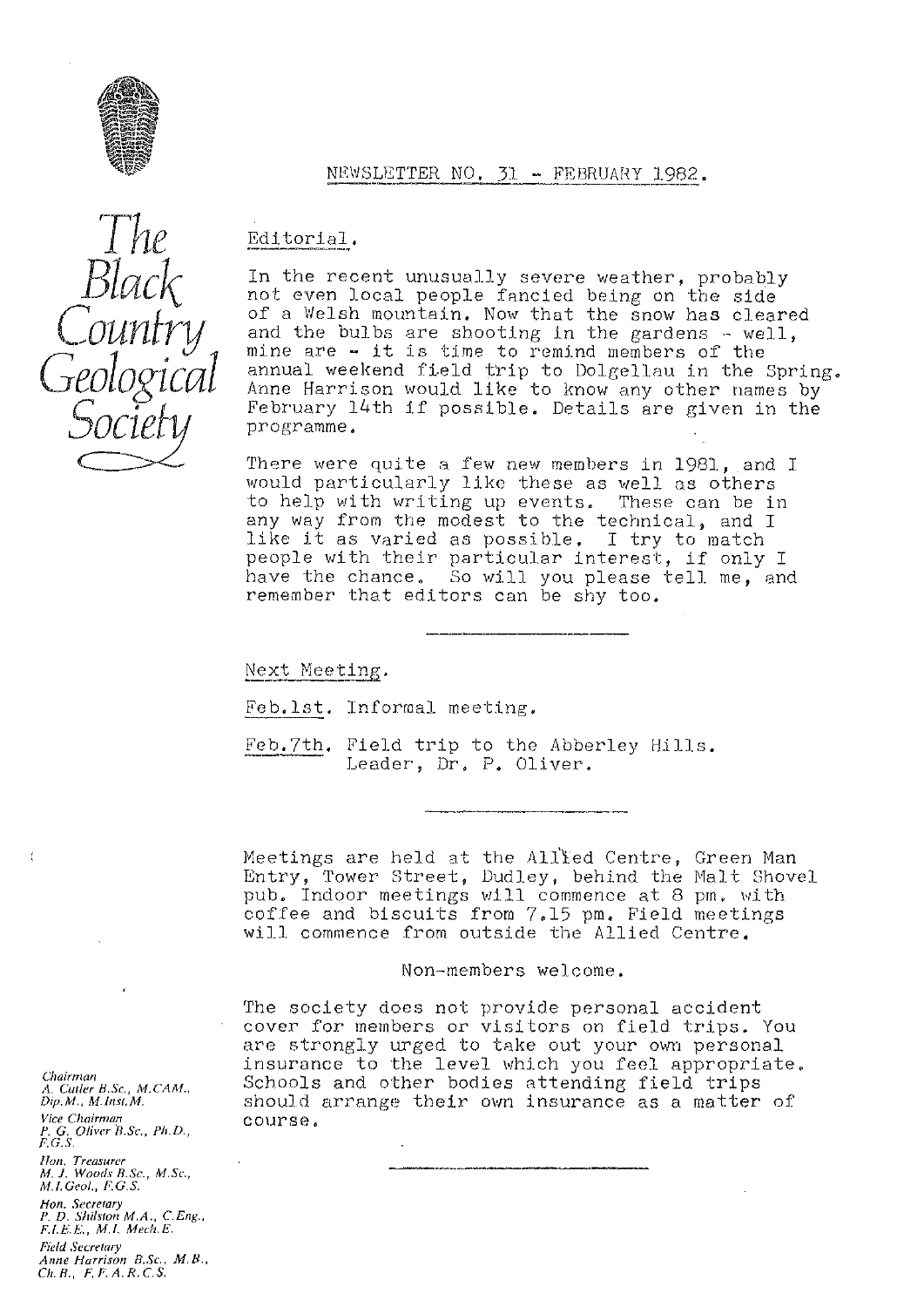# The Black Country Geological Society

## NEWSLETTER NO. 31 - FEBRUARY 1982.

### Editorial.

In the recent unusually severe weather, probably not even local people fancied being on the side of a Welsh mountain. Now that the snow has cleared and the bulbs are shooting in the gardens - well, mine are - it is time to remind members of the annual weekend field trip to Dolgellau in the Spring. Anne Harrison would like to know any other names by February 14th if possible. Details are given in the programme.

There were quite a few new members in 1981, and I would particularly like these as well as others to help with writing up events. These can be in any way from the modest to the technical, and I like it as varied as possible. I try to match people with their particular interest, if only I have the chance. So will you please tell me, and remember that editors can be shy too.

---

### Next Meeting.

Feb.1st. Informal meeting.

Feb.7th. Field trip to the Abberley Hills.
Leader, Dr. P. Oliver.

---

Meetings are held at the Allied Centre, Green Man Entry, Tower Street, Dudley, behind the Malt Shovel pub. Indoor meetings will commence at 8 pm. with coffee and biscuits from 7.15 pm. Field meetings will commence from outside the Allied Centre.

Non-members welcome.

The society does not provide personal accident cover for members or visitors on field trips. You are strongly urged to take out your own personal insurance to the level which you feel appropriate. Schools and other bodies attending field trips should arrange their own insurance as a matter of course.

---

*Chairman*
A. Cutler B.Sc., M.CAM., Dip.M., M.Inst.M.

*Vice Chairman*
P. G. Oliver B.Sc., Ph.D., F.G.S.

*Hon. Treasurer*
M. J. Woods B.Sc., M.Sc., M.I.Geol., F.G.S.

*Hon. Secretary*
P. D. Shilston M.A., C.Eng., F.I.E.E., M.I. Mech.E.

*Field Secretary*
Anne Harrison B.Sc., M.B., Ch.B., F.F.A.R.C.S.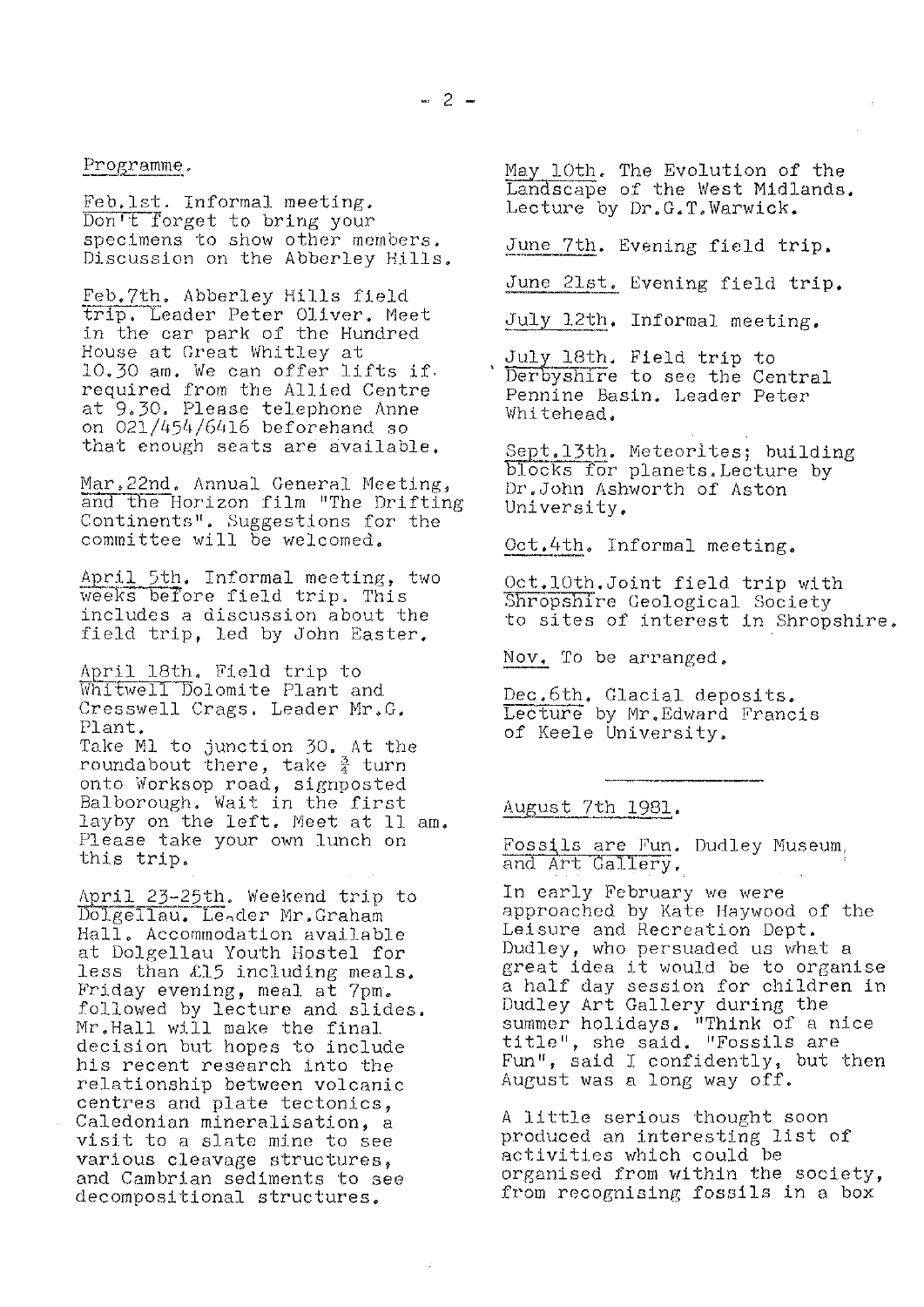## Programme.

Feb.1st. Informal meeting. Don't forget to bring your specimens to show other members. Discussion on the Abberley Hills.

Feb.7th. Abberley Hills field trip. Leader Peter Oliver. Meet in the car park of the Hundred House at Great Whitley at 10.30 am. We can offer lifts if required from the Allied Centre at 9.30. Please telephone Anne on 021/454/6416 beforehand so that enough seats are available.

Mar.22nd. Annual General Meeting, and the Horizon film "The Drifting Continents". Suggestions for the committee will be welcomed.

April 5th. Informal meeting, two weeks before field trip. This includes a discussion about the field trip, led by John Easter.

April 18th. Field trip to Whitwell Dolomite Plant and Cresswell Crags. Leader Mr.G. Plant.
Take M1 to junction 30. At the roundabout there, take ¾ turn onto Worksop road, signposted Balborough. Wait in the first layby on the left. Meet at 11 am. Please take your own lunch on this trip.

April 23-25th. Weekend trip to Dolgellau. Leader Mr.Graham Hall. Accommodation available at Dolgellau Youth Hostel for less than £15 including meals. Friday evening, meal at 7pm. followed by lecture and slides. Mr.Hall will make the final decision but hopes to include his recent research into the relationship between volcanic centres and plate tectonics, Caledonian mineralisation, a visit to a slate mine to see various cleavage structures, and Cambrian sediments to see decompositional structures.

May 10th. The Evolution of the Landscape of the West Midlands. Lecture by Dr.G.T.Warwick.

June 7th. Evening field trip.

June 21st. Evening field trip.

July 12th. Informal meeting.

July 18th. Field trip to Derbyshire to see the Central Pennine Basin. Leader Peter Whitehead.

Sept.13th. Meteorites; building blocks for planets. Lecture by Dr.John Ashworth of Aston University.

Oct.4th. Informal meeting.

Oct.10th. Joint field trip with Shropshire Geological Society to sites of interest in Shropshire.

Nov. To be arranged.

Dec.6th. Glacial deposits. Lecture by Mr.Edward Francis of Keele University.

---

## August 7th 1981.

Fossils are Fun. Dudley Museum and Art Gallery.

In early February we were approached by Kate Haywood of the Leisure and Recreation Dept. Dudley, who persuaded us what a great idea it would be to organise a half day session for children in Dudley Art Gallery during the summer holidays. "Think of a nice title", she said. "Fossils are Fun", said I confidently, but then August was a long way off.

A little serious thought soon produced an interesting list of activities which could be organised from within the society, from recognising fossils in a box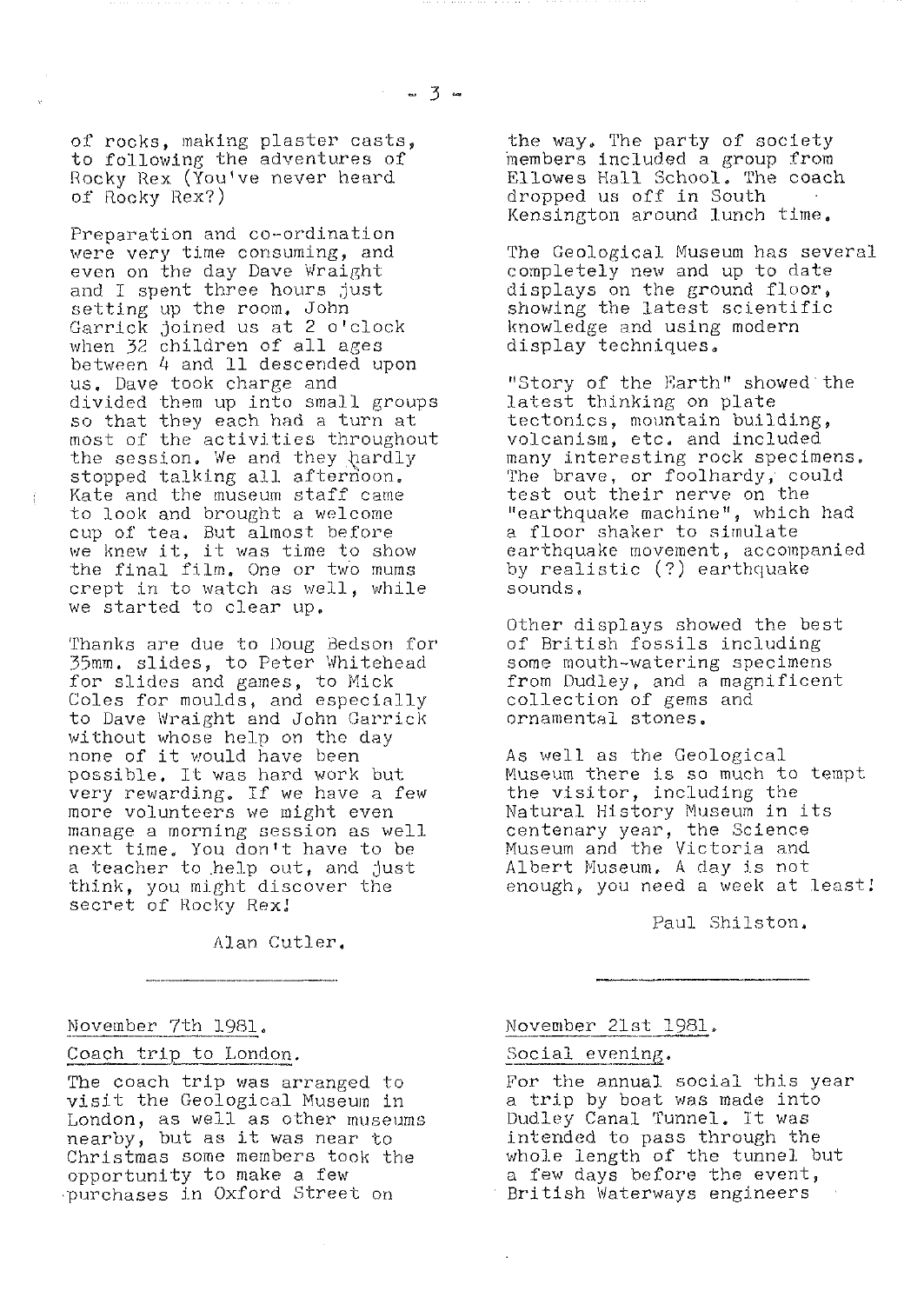of rocks, making plaster casts, to following the adventures of Rocky Rex (You've never heard of Rocky Rex?)

Preparation and co-ordination were very time consuming, and even on the day Dave Wraight and I spent three hours just setting up the room. John Garrick joined us at 2 o'clock when 32 children of all ages between 4 and 11 descended upon us. Dave took charge and divided them up into small groups so that they each had a turn at most of the activities throughout the session. We and they hardly stopped talking all afternoon. Kate and the museum staff came to look and brought a welcome cup of tea. But almost before we knew it, it was time to show the final film. One or two mums crept in to watch as well, while we started to clear up.

Thanks are due to Doug Bedson for 35mm. slides, to Peter Whitehead for slides and games, to Mick Coles for moulds, and especially to Dave Wraight and John Garrick without whose help on the day none of it would have been possible. It was hard work but very rewarding. If we have a few more volunteers we might even manage a morning session as well next time. You don't have to be a teacher to help out, and just think, you might discover the secret of Rocky Rex!

Alan Cutler.

---

November 7th 1981.

Coach trip to London.

The coach trip was arranged to visit the Geological Museum in London, as well as other museums nearby, but as it was near to Christmas some members took the opportunity to make a few purchases in Oxford Street on the way. The party of society members included a group from Ellowes Hall School. The coach dropped us off in South Kensington around lunch time.

The Geological Museum has several completely new and up to date displays on the ground floor, showing the latest scientific knowledge and using modern display techniques.

"Story of the Earth" showed the latest thinking on plate tectonics, mountain building, volcanism, etc. and included many interesting rock specimens. The brave, or foolhardy, could test out their nerve on the "earthquake machine", which had a floor shaker to simulate earthquake movement, accompanied by realistic (?) earthquake sounds.

Other displays showed the best of British fossils including some mouth-watering specimens from Dudley, and a magnificent collection of gems and ornamental stones.

As well as the Geological Museum there is so much to tempt the visitor, including the Natural History Museum in its centenary year, the Science Museum and the Victoria and Albert Museum. A day is not enough, you need a week at least!

Paul Shilston.

---

November 21st 1981.

Social evening.

For the annual social this year a trip by boat was made into Dudley Canal Tunnel. It was intended to pass through the whole length of the tunnel but a few days before the event, British Waterways engineers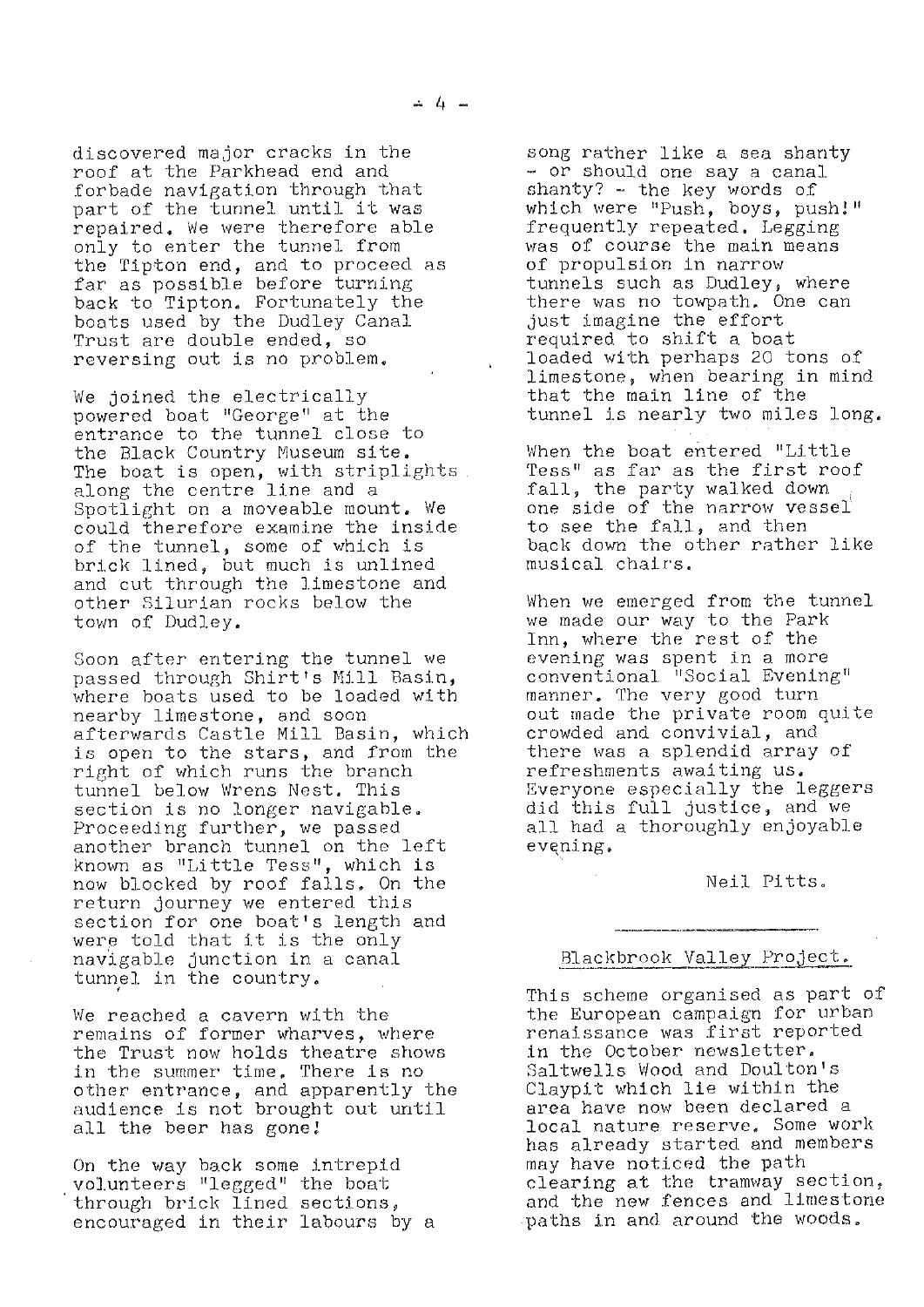discovered major cracks in the roof at the Parkhead end and forbade navigation through that part of the tunnel until it was repaired. We were therefore able only to enter the tunnel from the Tipton end, and to proceed as far as possible before turning back to Tipton. Fortunately the boats used by the Dudley Canal Trust are double ended, so reversing out is no problem.

We joined the electrically powered boat "George" at the entrance to the tunnel close to the Black Country Museum site. The boat is open, with striplights along the centre line and a Spotlight on a moveable mount. We could therefore examine the inside of the tunnel, some of which is brick lined, but much is unlined and cut through the limestone and other Silurian rocks below the town of Dudley.

Soon after entering the tunnel we passed through Shirt's Mill Basin, where boats used to be loaded with nearby limestone, and soon afterwards Castle Mill Basin, which is open to the stars, and from the right of which runs the branch tunnel below Wrens Nest. This section is no longer navigable. Proceeding further, we passed another branch tunnel on the left known as "Little Tess", which is now blocked by roof falls. On the return journey we entered this section for one boat's length and were told that it is the only navigable junction in a canal tunnel in the country.

We reached a cavern with the remains of former wharves, where the Trust now holds theatre shows in the summer time. There is no other entrance, and apparently the audience is not brought out until all the beer has gone!

On the way back some intrepid volunteers "legged" the boat through brick lined sections, encouraged in their labours by a song rather like a sea shanty - or should one say a canal shanty? - the key words of which were "Push, boys, push!" frequently repeated. Legging was of course the main means of propulsion in narrow tunnels such as Dudley, where there was no towpath. One can just imagine the effort required to shift a boat loaded with perhaps 20 tons of limestone, when bearing in mind that the main line of the tunnel is nearly two miles long.

When the boat entered "Little Tess" as far as the first roof fall, the party walked down one side of the narrow vessel to see the fall, and then back down the other rather like musical chairs.

When we emerged from the tunnel we made our way to the Park Inn, where the rest of the evening was spent in a more conventional "Social Evening" manner. The very good turn out made the private room quite crowded and convivial, and there was a splendid array of refreshments awaiting us. Everyone especially the leggers did this full justice, and we all had a thoroughly enjoyable evening.

Neil Pitts.

---

## Blackbrook Valley Project.

This scheme organised as part of the European campaign for urban renaissance was first reported in the October newsletter. Saltwells Wood and Doulton's Claypit which lie within the area have now been declared a local nature reserve. Some work has already started and members may have noticed the path clearing at the tramway section, and the new fences and limestone paths in and around the woods.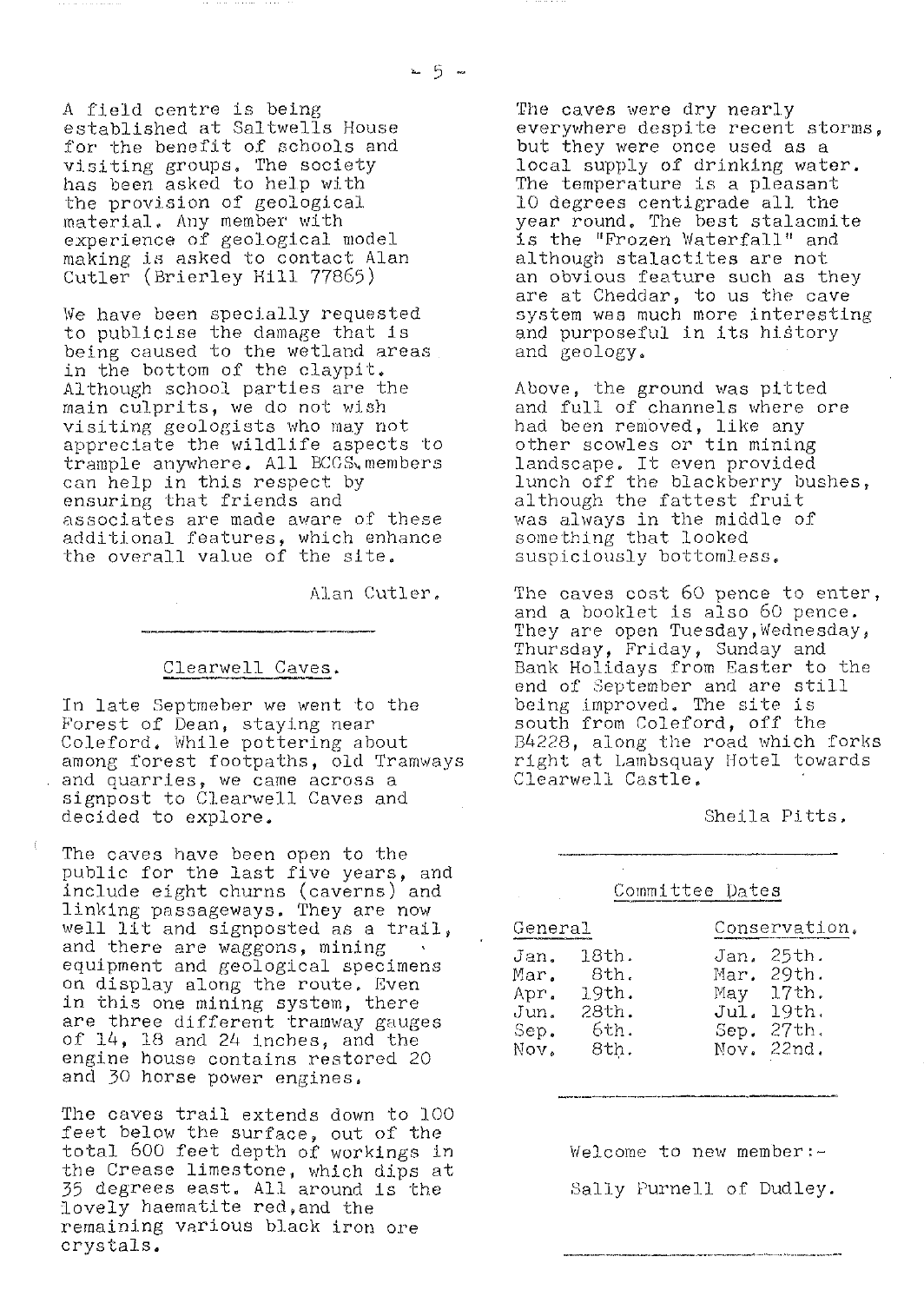A field centre is being established at Saltwells House for the benefit of schools and visiting groups. The society has been asked to help with the provision of geological material. Any member with experience of geological model making is asked to contact Alan Cutler (Brierley Hill 77865)

We have been specially requested to publicise the damage that is being caused to the wetland areas in the bottom of the claypit. Although school parties are the main culprits, we do not wish visiting geologists who may not appreciate the wildlife aspects to trample anywhere. All BCGS members can help in this respect by ensuring that friends and associates are made aware of these additional features, which enhance the overall value of the site.

Alan Cutler.

---

## Clearwell Caves.

In late Septmeber we went to the Forest of Dean, staying near Coleford. While pottering about among forest footpaths, old Tramways and quarries, we came across a signpost to Clearwell Caves and decided to explore.

The caves have been open to the public for the last five years, and include eight churns (caverns) and linking passageways. They are now well lit and signposted as a trail, and there are waggons, mining equipment and geological specimens on display along the route. Even in this one mining system, there are three different tramway gauges of 14, 18 and 24 inches, and the engine house contains restored 20 and 30 horse power engines.

The caves trail extends down to 100 feet below the surface, out of the total 600 feet depth of workings in the Crease limestone, which dips at 35 degrees east. All around is the lovely haematite red, and the remaining various black iron ore crystals.

The caves were dry nearly everywhere despite recent storms, but they were once used as a local supply of drinking water. The temperature is a pleasant 10 degrees centigrade all the year round. The best stalacmite is the "Frozen Waterfall" and although stalactites are not an obvious feature such as they are at Cheddar, to us the cave system was much more interesting and purposeful in its history and geology.

Above, the ground was pitted and full of channels where ore had been removed, like any other scowles or tin mining landscape. It even provided lunch off the blackberry bushes, although the fattest fruit was always in the middle of something that looked suspiciously bottomless.

The caves cost 60 pence to enter, and a booklet is also 60 pence. They are open Tuesday, Wednesday, Thursday, Friday, Sunday and Bank Holidays from Easter to the end of September and are still being improved. The site is south from Coleford, off the B4228, along the road which forks right at Lambsquay Hotel towards Clearwell Castle.

Sheila Pitts.

---

## Committee Dates

| General | Conservation. |
|---|---|
| Jan. 18th. | Jan. 25th. |
| Mar. 8th. | Mar. 29th. |
| Apr. 19th. | May 17th. |
| Jun. 28th. | Jul. 19th. |
| Sep. 6th. | Sep. 27th. |
| Nov. 8th. | Nov. 22nd. |

---

Welcome to new member:-

Sally Purnell of Dudley.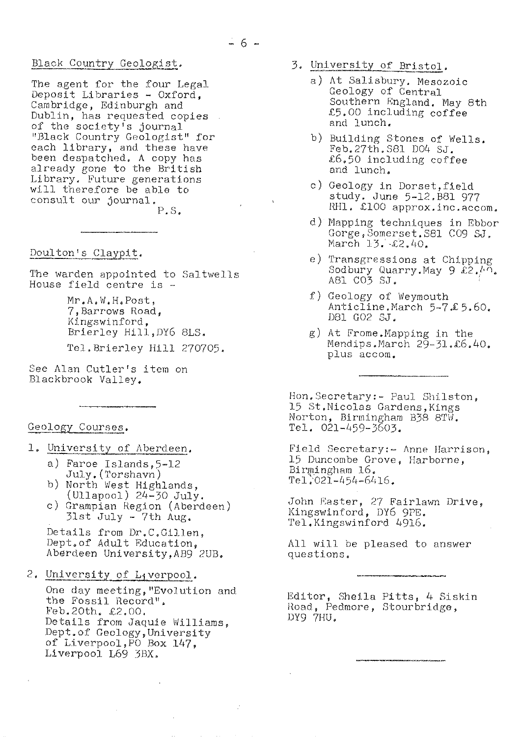## Black Country Geologist.

The agent for the four Legal Deposit Libraries - Oxford, Cambridge, Edinburgh and Dublin, has requested copies of the society's journal "Black Country Geologist" for each library, and these have been despatched. A copy has already gone to the British Library. Future generations will therefore be able to consult our journal.

P.S.

---

## Doulton's Claypit.

The warden appointed to Saltwells House field centre is -

Mr.A.W.H.Post,
7,Barrows Road,
Kingswinford,
Brierley Hill,DY6 8LS.

Tel.Brierley Hill 270705.

See Alan Cutler's item on Blackbrook Valley.

---

## Geology Courses.

1. University of Aberdeen.
   a) Faroe Islands,5-12 July.(Torshavn)
   b) North West Highlands, (Ullapool) 24-30 July.
   c) Grampian Region (Aberdeen) 31st July - 7th Aug.

   Details from Dr.C.Gillen, Dept.of Adult Education, Aberdeen University,AB9 2UB.

2. University of Liverpool.

   One day meeting,"Evolution and the Fossil Record". Feb.20th. £2.00. Details from Jaquie Williams, Dept.of Geology,University of Liverpool,PO Box 147, Liverpool L69 3BX.

3. University of Bristol.
   a) At Salisbury. Mesozoic Geology of Central Southern England. May 8th £5.00 including coffee and lunch.
   b) Building Stones of Wells. Feb.27th.S81 D04 SJ. £6.50 including coffee and lunch.
   c) Geology in Dorset,field study. June 5-12.B81 977 RH1. £100 approx.inc.accom.
   d) Mapping techniques in Ebbor Gorge,Somerset.S81 C09 SJ. March 13. £2.40.
   e) Transgressions at Chipping Sodbury Quarry.May 9 £2.40. A81 C03 SJ.
   f) Geology of Weymouth Anticline.March 5-7.£5.60. D81 G02 SJ.
   g) At Frome.Mapping in the Mendips.March 29-31.£6.40. plus accom.

---

Hon.Secretary:- Paul Shilston, 15 St.Nicolas Gardens,Kings Norton, Birmingham B38 8TW. Tel. 021-459-3603.

Field Secretary:- Anne Harrison, 15 Duncombe Grove, Harborne, Birmingham 16. Tel.021-454-6416.

John Easter, 27 Fairlawn Drive, Kingswinford, DY6 9PE. Tel.Kingswinford 4916.

All will be pleased to answer questions.

---

Editor, Sheila Pitts, 4 Siskin Road, Pedmore, Stourbridge, DY9 7HU.